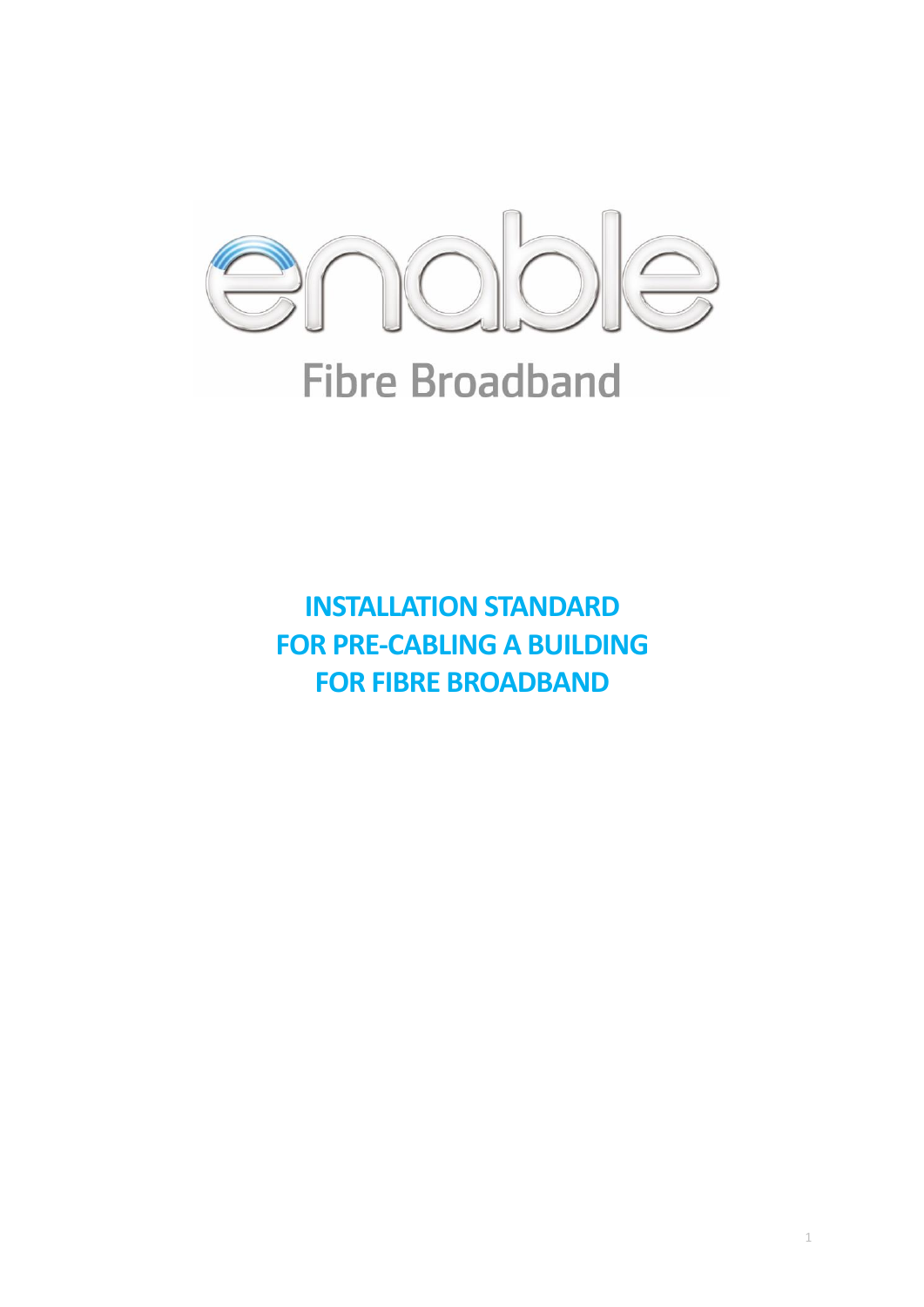enable

Fibre Broadband

# INSTALLATION STANDARD FOR PRE-CABLING A BUILDING FOR FIBRE BROADBAND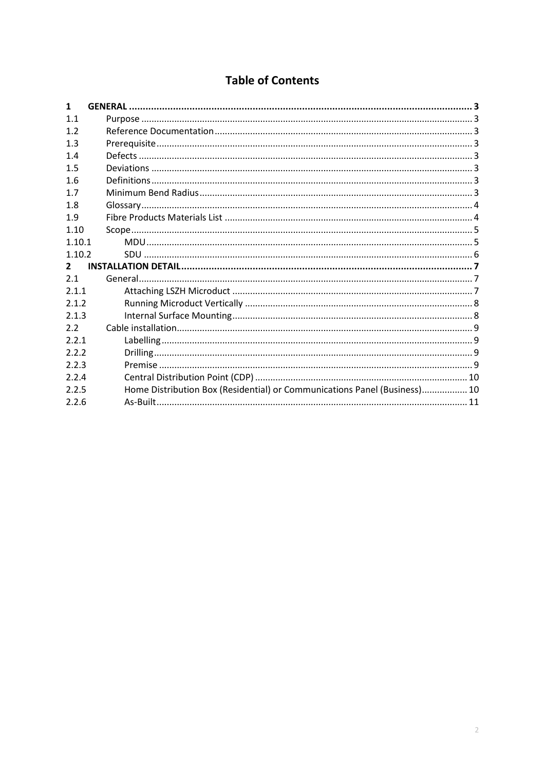# Table of Contents

| | | |
|---|---|---|
| **1** | **GENERAL** | **3** |
| 1.1 | Purpose | 3 |
| 1.2 | Reference Documentation | 3 |
| 1.3 | Prerequisite | 3 |
| 1.4 | Defects | 3 |
| 1.5 | Deviations | 3 |
| 1.6 | Definitions | 3 |
| 1.7 | Minimum Bend Radius | 3 |
| 1.8 | Glossary | 4 |
| 1.9 | Fibre Products Materials List | 4 |
| 1.10 | Scope | 5 |
| 1.10.1 | MDU | 5 |
| 1.10.2 | SDU | 6 |
| **2** | **INSTALLATION DETAIL** | **7** |
| 2.1 | General | 7 |
| 2.1.1 | Attaching LSZH Microduct | 7 |
| 2.1.2 | Running Microduct Vertically | 8 |
| 2.1.3 | Internal Surface Mounting | 8 |
| 2.2 | Cable installation | 9 |
| 2.2.1 | Labelling | 9 |
| 2.2.2 | Drilling | 9 |
| 2.2.3 | Premise | 9 |
| 2.2.4 | Central Distribution Point (CDP) | 10 |
| 2.2.5 | Home Distribution Box (Residential) or Communications Panel (Business) | 10 |
| 2.2.6 | As-Built | 11 |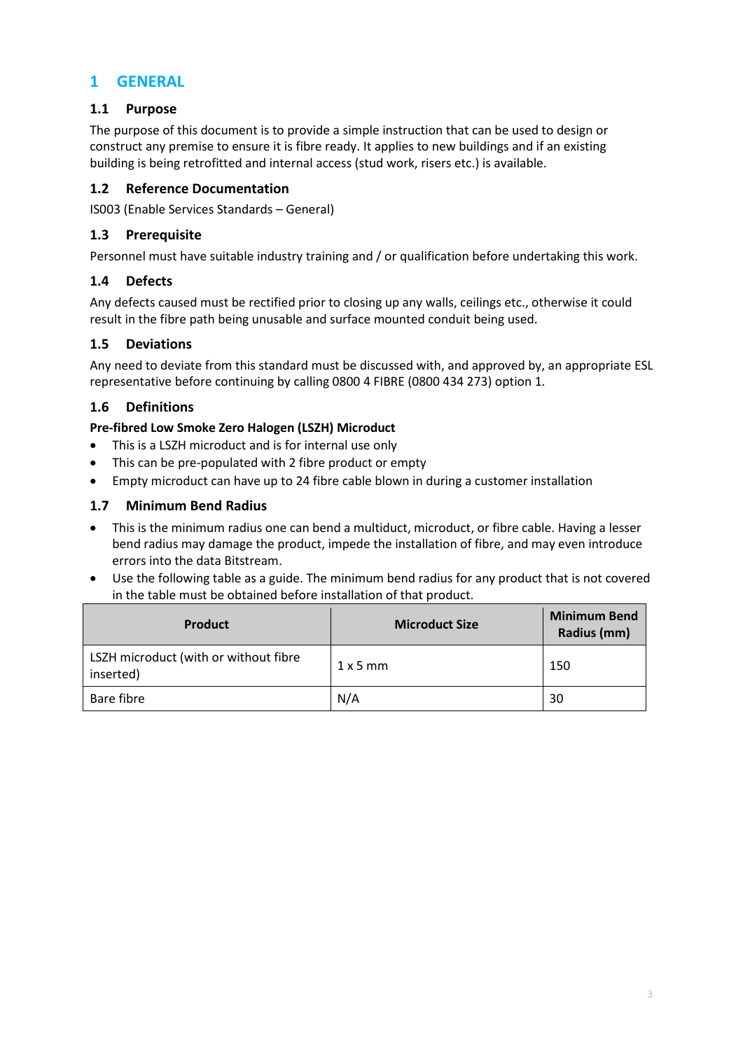# 1 GENERAL

## 1.1 Purpose

The purpose of this document is to provide a simple instruction that can be used to design or construct any premise to ensure it is fibre ready. It applies to new buildings and if an existing building is being retrofitted and internal access (stud work, risers etc.) is available.

## 1.2 Reference Documentation

IS003 (Enable Services Standards – General)

## 1.3 Prerequisite

Personnel must have suitable industry training and / or qualification before undertaking this work.

## 1.4 Defects

Any defects caused must be rectified prior to closing up any walls, ceilings etc., otherwise it could result in the fibre path being unusable and surface mounted conduit being used.

## 1.5 Deviations

Any need to deviate from this standard must be discussed with, and approved by, an appropriate ESL representative before continuing by calling 0800 4 FIBRE (0800 434 273) option 1.

## 1.6 Definitions

**Pre-fibred Low Smoke Zero Halogen (LSZH) Microduct**

- This is a LSZH microduct and is for internal use only
- This can be pre-populated with 2 fibre product or empty
- Empty microduct can have up to 24 fibre cable blown in during a customer installation

## 1.7 Minimum Bend Radius

- This is the minimum radius one can bend a multiduct, microduct, or fibre cable. Having a lesser bend radius may damage the product, impede the installation of fibre, and may even introduce errors into the data Bitstream.
- Use the following table as a guide. The minimum bend radius for any product that is not covered in the table must be obtained before installation of that product.

| Product | Microduct Size | Minimum Bend Radius (mm) |
|---|---|---|
| LSZH microduct (with or without fibre inserted) | 1 x 5 mm | 150 |
| Bare fibre | N/A | 30 |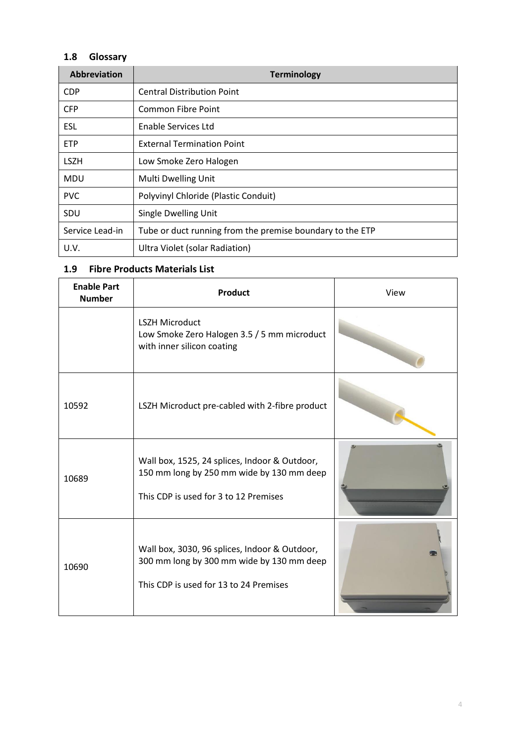## 1.8 Glossary

| Abbreviation | Terminology |
|---|---|
| CDP | Central Distribution Point |
| CFP | Common Fibre Point |
| ESL | Enable Services Ltd |
| ETP | External Termination Point |
| LSZH | Low Smoke Zero Halogen |
| MDU | Multi Dwelling Unit |
| PVC | Polyvinyl Chloride (Plastic Conduit) |
| SDU | Single Dwelling Unit |
| Service Lead-in | Tube or duct running from the premise boundary to the ETP |
| U.V. | Ultra Violet (solar Radiation) |

## 1.9 Fibre Products Materials List

| Enable Part Number | Product | View |
|---|---|---|
| | LSZH Microduct<br>Low Smoke Zero Halogen 3.5 / 5 mm microduct with inner silicon coating | |
| 10592 | LSZH Microduct pre-cabled with 2-fibre product | |
| 10689 | Wall box, 1525, 24 splices, Indoor & Outdoor, 150 mm long by 250 mm wide by 130 mm deep<br><br>This CDP is used for 3 to 12 Premises | |
| 10690 | Wall box, 3030, 96 splices, Indoor & Outdoor, 300 mm long by 300 mm wide by 130 mm deep<br><br>This CDP is used for 13 to 24 Premises | |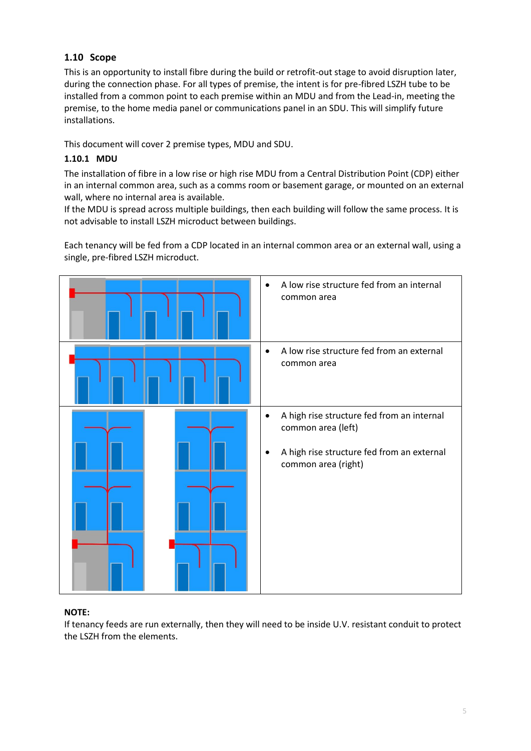## 1.10 Scope

This is an opportunity to install fibre during the build or retrofit-out stage to avoid disruption later, during the connection phase. For all types of premise, the intent is for pre-fibred LSZH tube to be installed from a common point to each premise within an MDU and from the Lead-in, meeting the premise, to the home media panel or communications panel in an SDU. This will simplify future installations.

This document will cover 2 premise types, MDU and SDU.

### 1.10.1 MDU

The installation of fibre in a low rise or high rise MDU from a Central Distribution Point (CDP) either in an internal common area, such as a comms room or basement garage, or mounted on an external wall, where no internal area is available.
If the MDU is spread across multiple buildings, then each building will follow the same process. It is not advisable to install LSZH microduct between buildings.

Each tenancy will be fed from a CDP located in an internal common area or an external wall, using a single, pre-fibred LSZH microduct.

| | |
|---|---|
| | • A low rise structure fed from an internal common area |
| | • A low rise structure fed from an external common area |
| | • A high rise structure fed from an internal common area (left)<br><br>• A high rise structure fed from an external common area (right) |

**NOTE:**
If tenancy feeds are run externally, then they will need to be inside U.V. resistant conduit to protect the LSZH from the elements.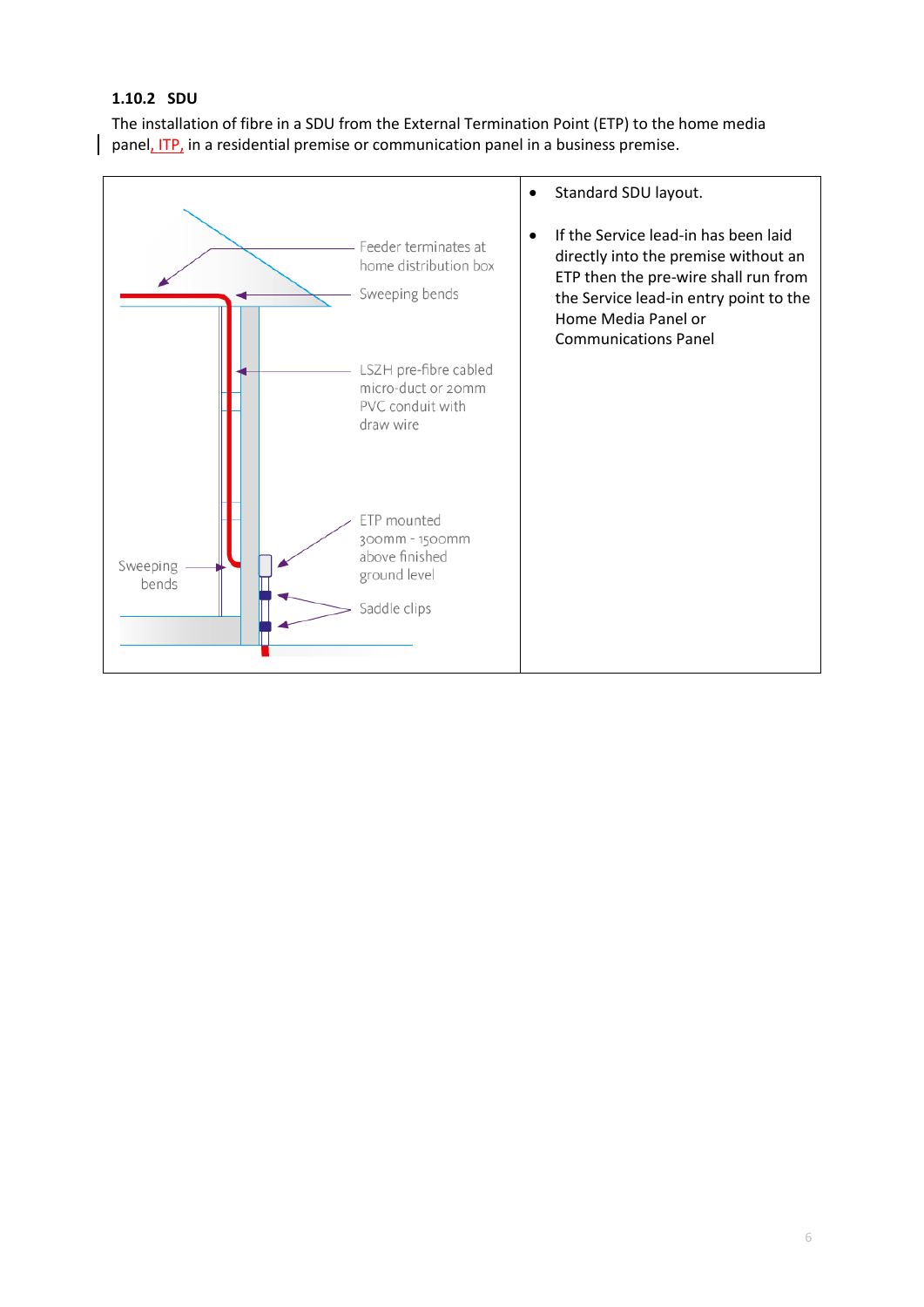### 1.10.2 SDU

The installation of fibre in a SDU from the External Termination Point (ETP) to the home media panel, ITP, in a residential premise or communication panel in a business premise.

| Diagram | Notes |
|---|---|
| Feeder terminates at home distribution box<br>Sweeping bends<br>LSZH pre-fibre cabled micro-duct or 20mm PVC conduit with draw wire<br>ETP mounted 300mm - 1500mm above finished ground level<br>Saddle clips<br>Sweeping bends | • Standard SDU layout.<br><br>• If the Service lead-in has been laid directly into the premise without an ETP then the pre-wire shall run from the Service lead-in entry point to the Home Media Panel or Communications Panel |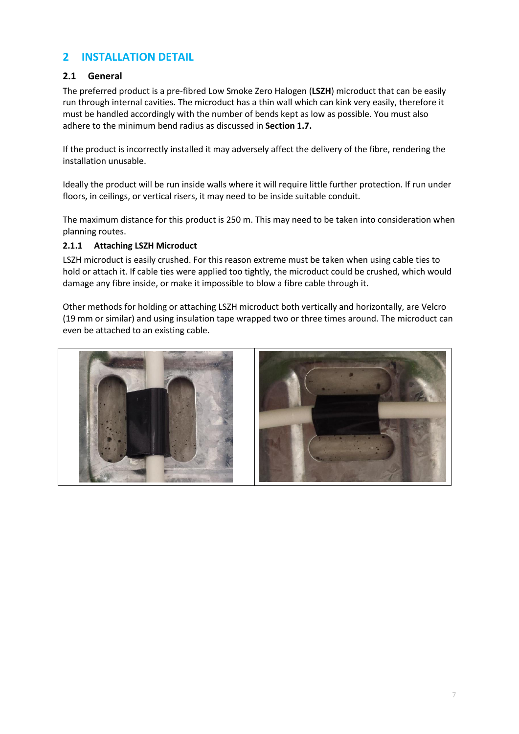## 2 INSTALLATION DETAIL

### 2.1 General

The preferred product is a pre-fibred Low Smoke Zero Halogen (**LSZH**) microduct that can be easily run through internal cavities. The microduct has a thin wall which can kink very easily, therefore it must be handled accordingly with the number of bends kept as low as possible. You must also adhere to the minimum bend radius as discussed in **Section 1.7.**

If the product is incorrectly installed it may adversely affect the delivery of the fibre, rendering the installation unusable.

Ideally the product will be run inside walls where it will require little further protection. If run under floors, in ceilings, or vertical risers, it may need to be inside suitable conduit.

The maximum distance for this product is 250 m. This may need to be taken into consideration when planning routes.

#### 2.1.1 Attaching LSZH Microduct

LSZH microduct is easily crushed. For this reason extreme must be taken when using cable ties to hold or attach it. If cable ties were applied too tightly, the microduct could be crushed, which would damage any fibre inside, or make it impossible to blow a fibre cable through it.

Other methods for holding or attaching LSZH microduct both vertically and horizontally, are Velcro (19 mm or similar) and using insulation tape wrapped two or three times around. The microduct can even be attached to an existing cable.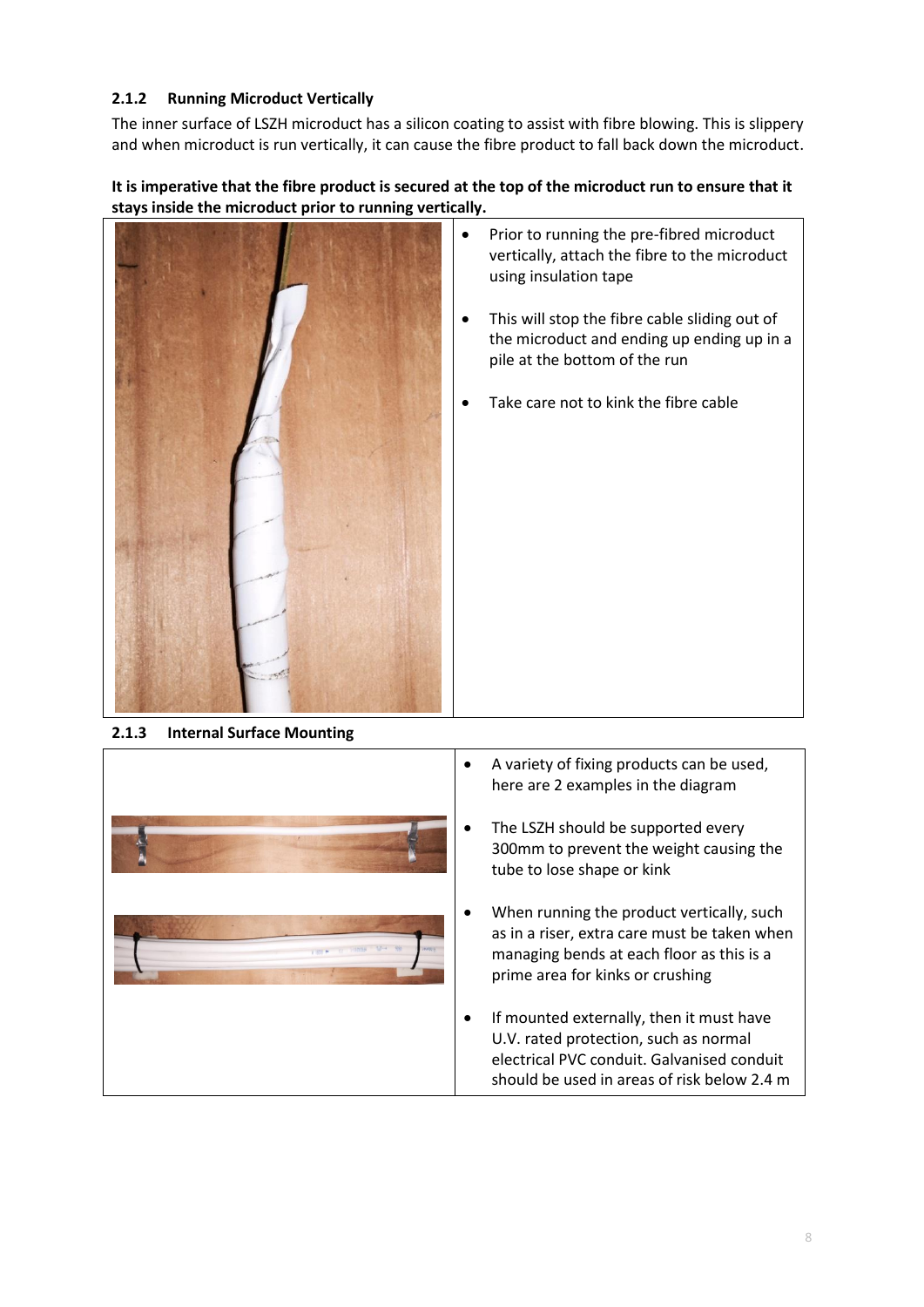### 2.1.2 Running Microduct Vertically

The inner surface of LSZH microduct has a silicon coating to assist with fibre blowing. This is slippery and when microduct is run vertically, it can cause the fibre product to fall back down the microduct.

**It is imperative that the fibre product is secured at the top of the microduct run to ensure that it stays inside the microduct prior to running vertically.**

- Prior to running the pre-fibred microduct vertically, attach the fibre to the microduct using insulation tape
- This will stop the fibre cable sliding out of the microduct and ending up ending up in a pile at the bottom of the run
- Take care not to kink the fibre cable

### 2.1.3 Internal Surface Mounting

- A variety of fixing products can be used, here are 2 examples in the diagram
- The LSZH should be supported every 300mm to prevent the weight causing the tube to lose shape or kink
- When running the product vertically, such as in a riser, extra care must be taken when managing bends at each floor as this is a prime area for kinks or crushing
- If mounted externally, then it must have U.V. rated protection, such as normal electrical PVC conduit. Galvanised conduit should be used in areas of risk below 2.4 m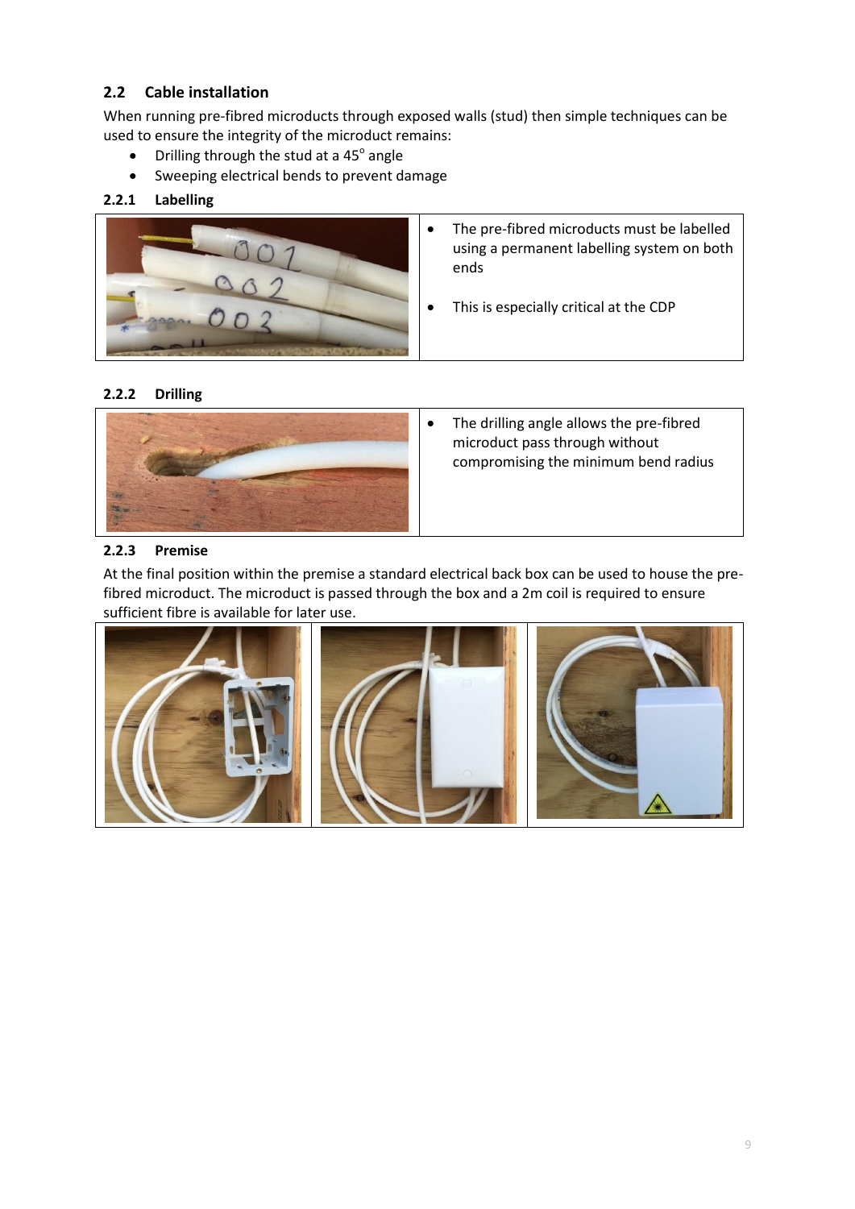## 2.2 Cable installation

When running pre-fibred microducts through exposed walls (stud) then simple techniques can be used to ensure the integrity of the microduct remains:

- Drilling through the stud at a 45° angle
- Sweeping electrical bends to prevent damage

### 2.2.1 Labelling

- The pre-fibred microducts must be labelled using a permanent labelling system on both ends
- This is especially critical at the CDP

### 2.2.2 Drilling

- The drilling angle allows the pre-fibred microduct pass through without compromising the minimum bend radius

### 2.2.3 Premise

At the final position within the premise a standard electrical back box can be used to house the pre-fibred microduct. The microduct is passed through the box and a 2m coil is required to ensure sufficient fibre is available for later use.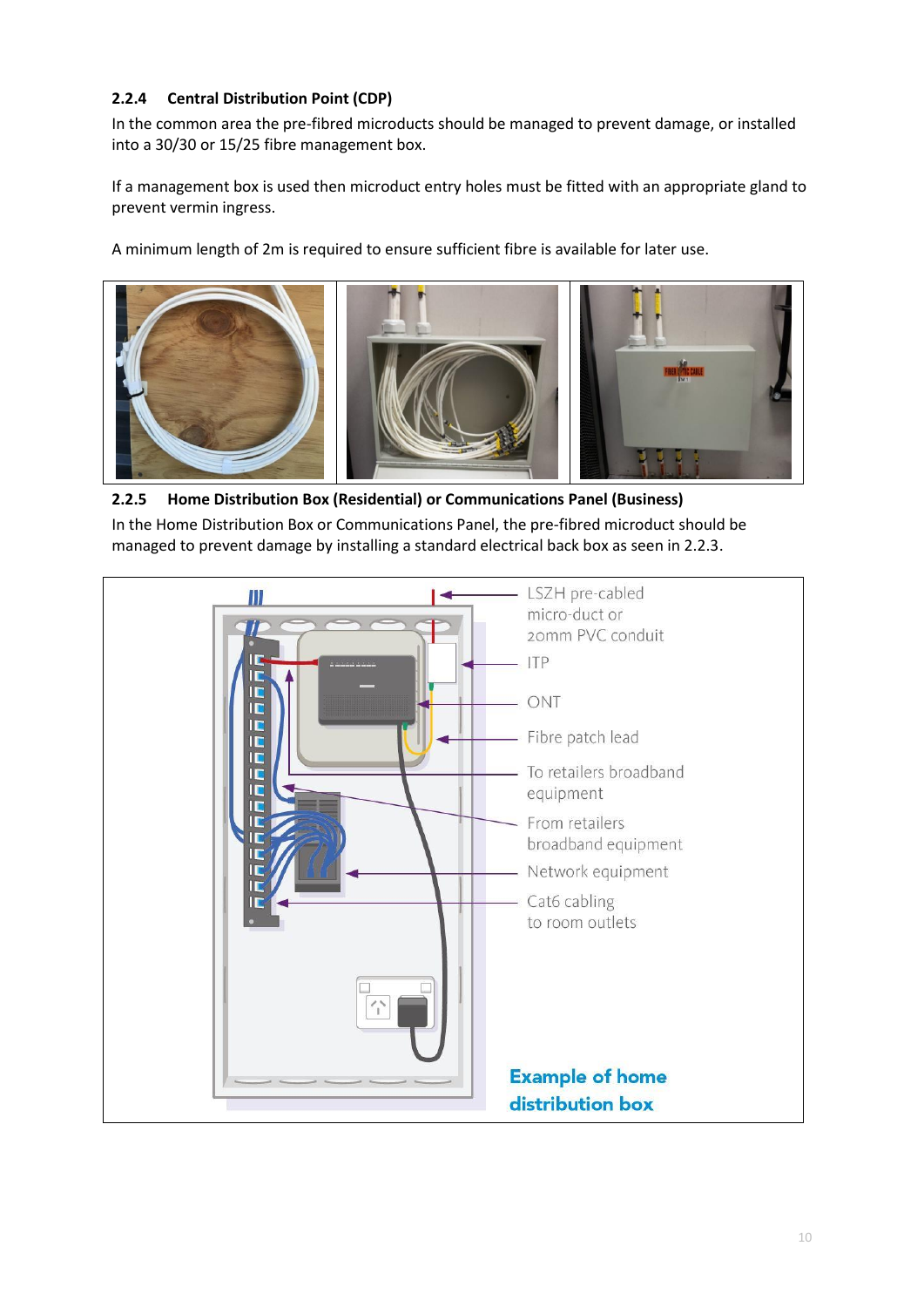### 2.2.4 Central Distribution Point (CDP)

In the common area the pre-fibred microducts should be managed to prevent damage, or installed into a 30/30 or 15/25 fibre management box.

If a management box is used then microduct entry holes must be fitted with an appropriate gland to prevent vermin ingress.

A minimum length of 2m is required to ensure sufficient fibre is available for later use.

### 2.2.5 Home Distribution Box (Residential) or Communications Panel (Business)

In the Home Distribution Box or Communications Panel, the pre-fibred microduct should be managed to prevent damage by installing a standard electrical back box as seen in 2.2.3.

LSZH pre-cabled micro-duct or 20mm PVC conduit

ITP

ONT

Fibre patch lead

To retailers broadband equipment

From retailers broadband equipment

Network equipment

Cat6 cabling to room outlets

**Example of home distribution box**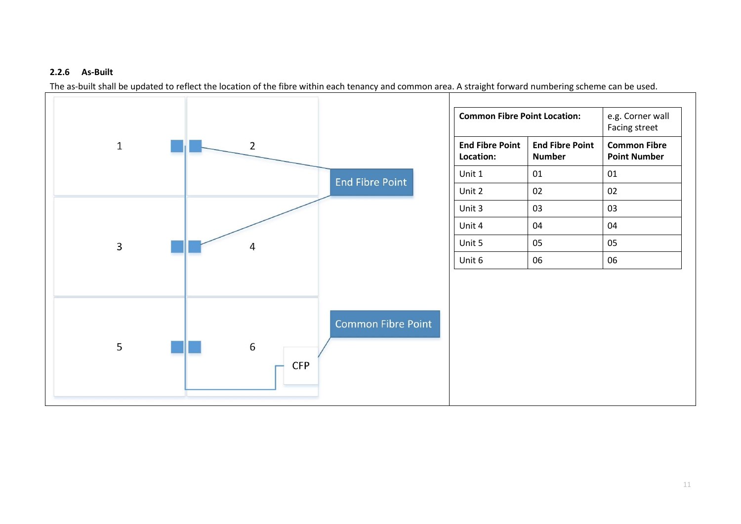### 2.2.6 As-Built

The as-built shall be updated to reflect the location of the fibre within each tenancy and common area. A straight forward numbering scheme can be used.

1

2

3

4

5

6

CFP

End Fibre Point

Common Fibre Point

| **Common Fibre Point Location:** | | e.g. Corner wall Facing street |
|---|---|---|
| **End Fibre Point Location:** | **End Fibre Point Number** | **Common Fibre Point Number** |
| Unit 1 | 01 | 01 |
| Unit 2 | 02 | 02 |
| Unit 3 | 03 | 03 |
| Unit 4 | 04 | 04 |
| Unit 5 | 05 | 05 |
| Unit 6 | 06 | 06 |